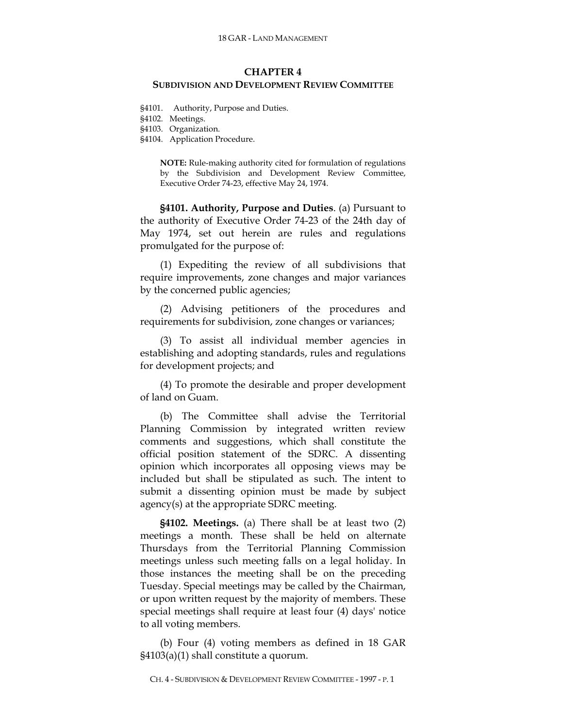# CHAPTER 4
## SUBDIVISION AND DEVELOPMENT REVIEW COMMITTEE

§4101. Authority, Purpose and Duties.
§4102. Meetings.
§4103. Organization.
§4104. Application Procedure.

> **NOTE:** Rule-making authority cited for formulation of regulations by the Subdivision and Development Review Committee, Executive Order 74-23, effective May 24, 1974.

**§4101. Authority, Purpose and Duties**. (a) Pursuant to the authority of Executive Order 74-23 of the 24th day of May 1974, set out herein are rules and regulations promulgated for the purpose of:

(1) Expediting the review of all subdivisions that require improvements, zone changes and major variances by the concerned public agencies;

(2) Advising petitioners of the procedures and requirements for subdivision, zone changes or variances;

(3) To assist all individual member agencies in establishing and adopting standards, rules and regulations for development projects; and

(4) To promote the desirable and proper development of land on Guam.

(b) The Committee shall advise the Territorial Planning Commission by integrated written review comments and suggestions, which shall constitute the official position statement of the SDRC. A dissenting opinion which incorporates all opposing views may be included but shall be stipulated as such. The intent to submit a dissenting opinion must be made by subject agency(s) at the appropriate SDRC meeting.

**§4102. Meetings.** (a) There shall be at least two (2) meetings a month. These shall be held on alternate Thursdays from the Territorial Planning Commission meetings unless such meeting falls on a legal holiday. In those instances the meeting shall be on the preceding Tuesday. Special meetings may be called by the Chairman, or upon written request by the majority of members. These special meetings shall require at least four (4) days' notice to all voting members.

(b) Four (4) voting members as defined in 18 GAR §4103(a)(1) shall constitute a quorum.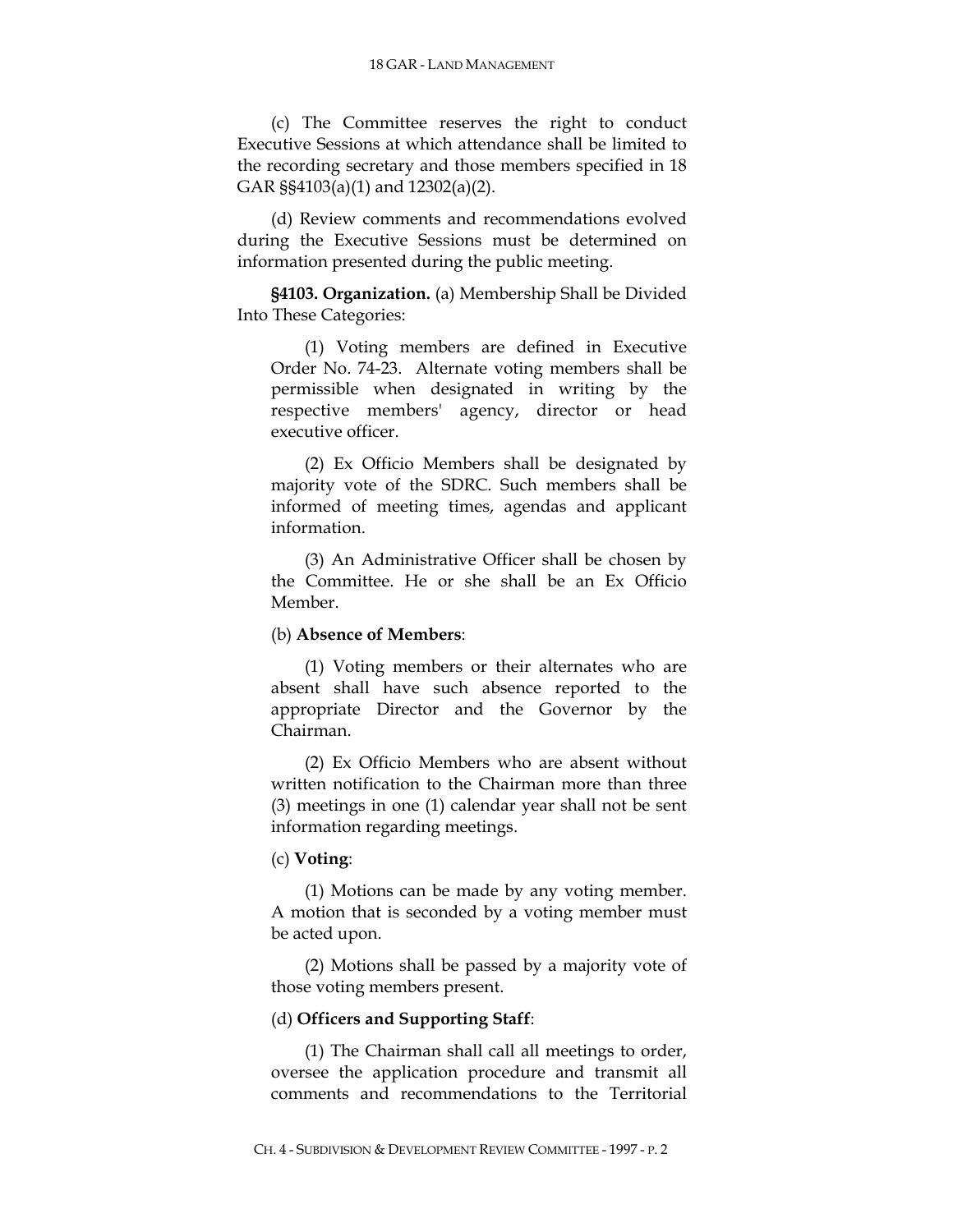(c) The Committee reserves the right to conduct Executive Sessions at which attendance shall be limited to the recording secretary and those members specified in 18 GAR §§4103(a)(1) and 12302(a)(2).

(d) Review comments and recommendations evolved during the Executive Sessions must be determined on information presented during the public meeting.

**§4103. Organization.** (a) Membership Shall be Divided Into These Categories:

(1) Voting members are defined in Executive Order No. 74-23. Alternate voting members shall be permissible when designated in writing by the respective members' agency, director or head executive officer.

(2) Ex Officio Members shall be designated by majority vote of the SDRC. Such members shall be informed of meeting times, agendas and applicant information.

(3) An Administrative Officer shall be chosen by the Committee. He or she shall be an Ex Officio Member.

(b) **Absence of Members**:

(1) Voting members or their alternates who are absent shall have such absence reported to the appropriate Director and the Governor by the Chairman.

(2) Ex Officio Members who are absent without written notification to the Chairman more than three (3) meetings in one (1) calendar year shall not be sent information regarding meetings.

(c) **Voting**:

(1) Motions can be made by any voting member. A motion that is seconded by a voting member must be acted upon.

(2) Motions shall be passed by a majority vote of those voting members present.

(d) **Officers and Supporting Staff**:

(1) The Chairman shall call all meetings to order, oversee the application procedure and transmit all comments and recommendations to the Territorial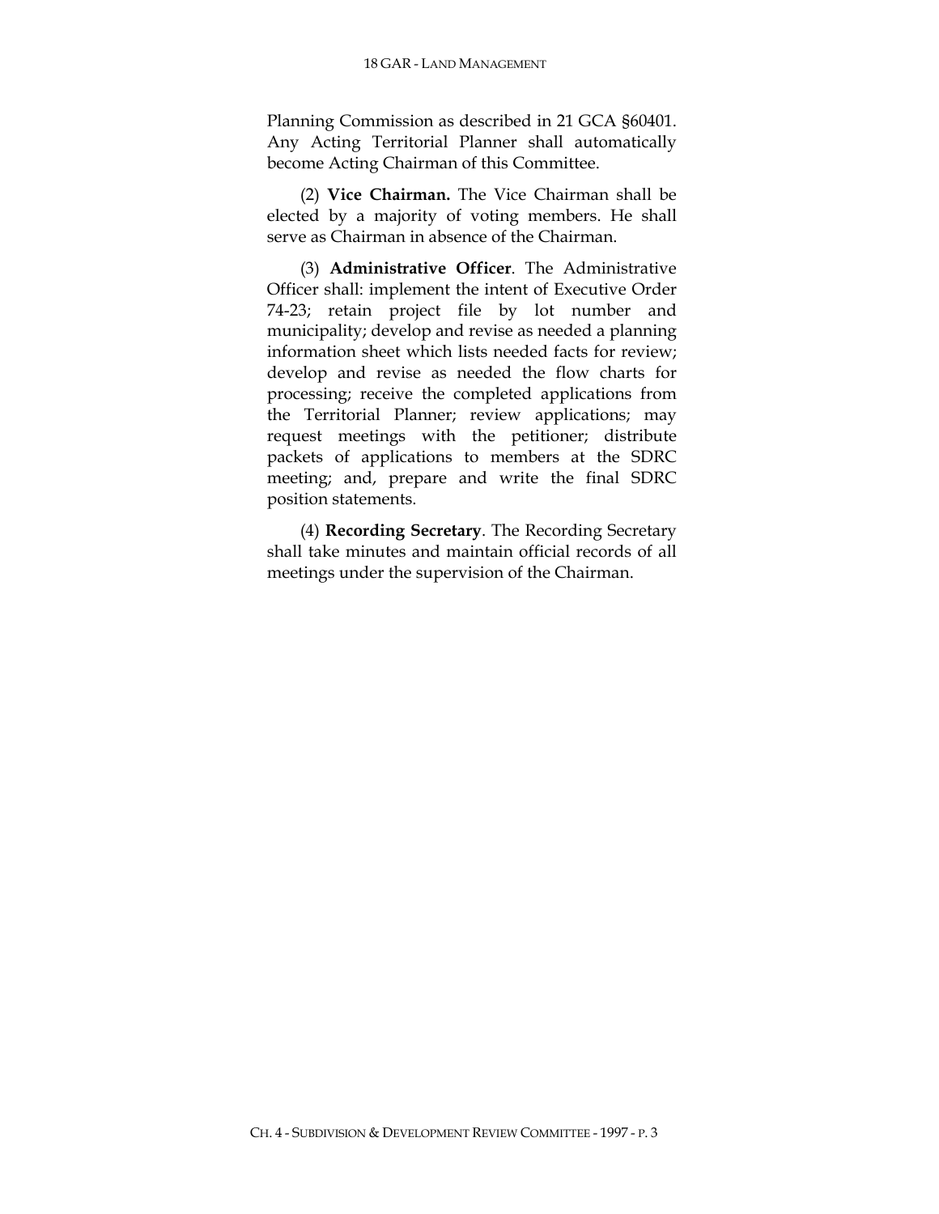Planning Commission as described in 21 GCA §60401. Any Acting Territorial Planner shall automatically become Acting Chairman of this Committee.

(2) **Vice Chairman.** The Vice Chairman shall be elected by a majority of voting members. He shall serve as Chairman in absence of the Chairman.

(3) **Administrative Officer**. The Administrative Officer shall: implement the intent of Executive Order 74-23; retain project file by lot number and municipality; develop and revise as needed a planning information sheet which lists needed facts for review; develop and revise as needed the flow charts for processing; receive the completed applications from the Territorial Planner; review applications; may request meetings with the petitioner; distribute packets of applications to members at the SDRC meeting; and, prepare and write the final SDRC position statements.

(4) **Recording Secretary**. The Recording Secretary shall take minutes and maintain official records of all meetings under the supervision of the Chairman.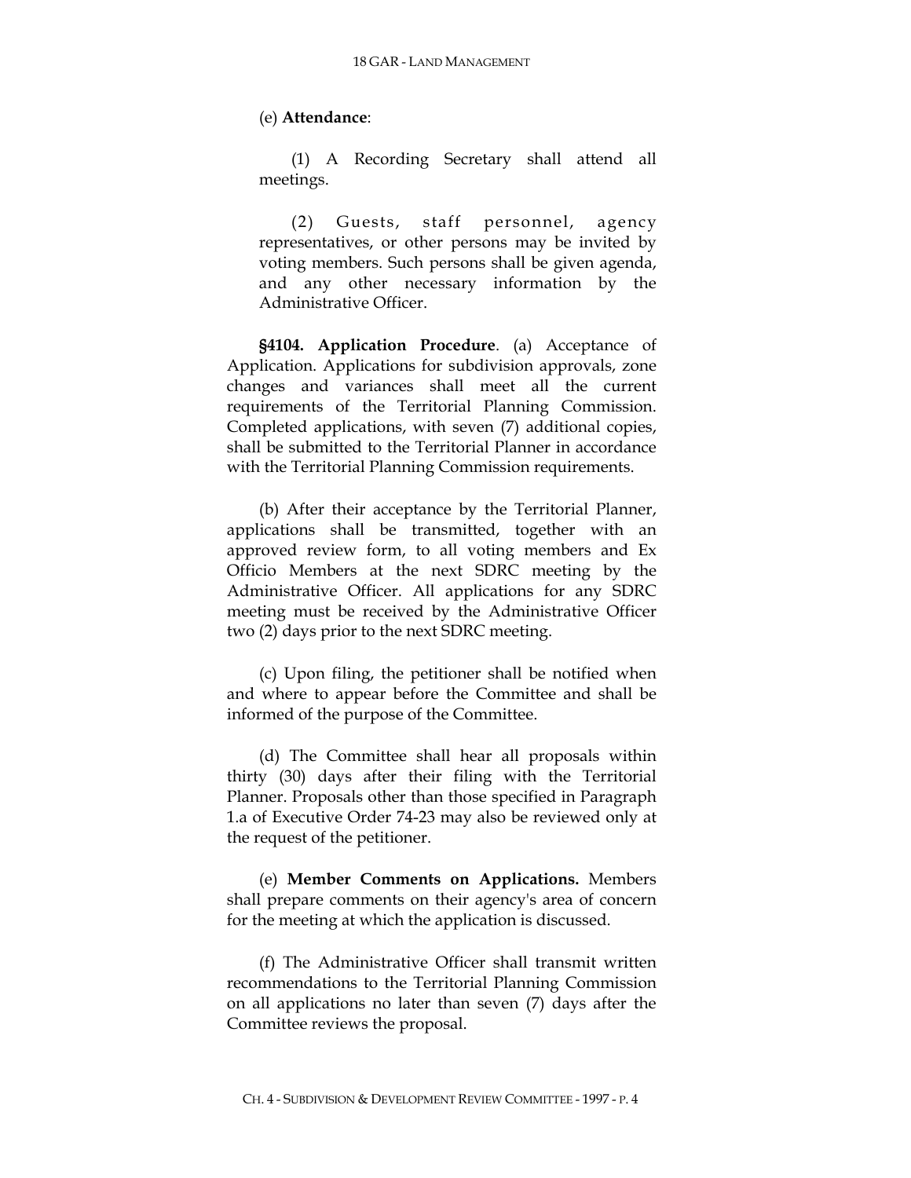(e) **Attendance**:

(1) A Recording Secretary shall attend all meetings.

(2) Guests, staff personnel, agency representatives, or other persons may be invited by voting members. Such persons shall be given agenda, and any other necessary information by the Administrative Officer.

**§4104. Application Procedure**. (a) Acceptance of Application. Applications for subdivision approvals, zone changes and variances shall meet all the current requirements of the Territorial Planning Commission. Completed applications, with seven (7) additional copies, shall be submitted to the Territorial Planner in accordance with the Territorial Planning Commission requirements.

(b) After their acceptance by the Territorial Planner, applications shall be transmitted, together with an approved review form, to all voting members and Ex Officio Members at the next SDRC meeting by the Administrative Officer. All applications for any SDRC meeting must be received by the Administrative Officer two (2) days prior to the next SDRC meeting.

(c) Upon filing, the petitioner shall be notified when and where to appear before the Committee and shall be informed of the purpose of the Committee.

(d) The Committee shall hear all proposals within thirty (30) days after their filing with the Territorial Planner. Proposals other than those specified in Paragraph 1.a of Executive Order 74-23 may also be reviewed only at the request of the petitioner.

(e) **Member Comments on Applications.** Members shall prepare comments on their agency's area of concern for the meeting at which the application is discussed.

(f) The Administrative Officer shall transmit written recommendations to the Territorial Planning Commission on all applications no later than seven (7) days after the Committee reviews the proposal.